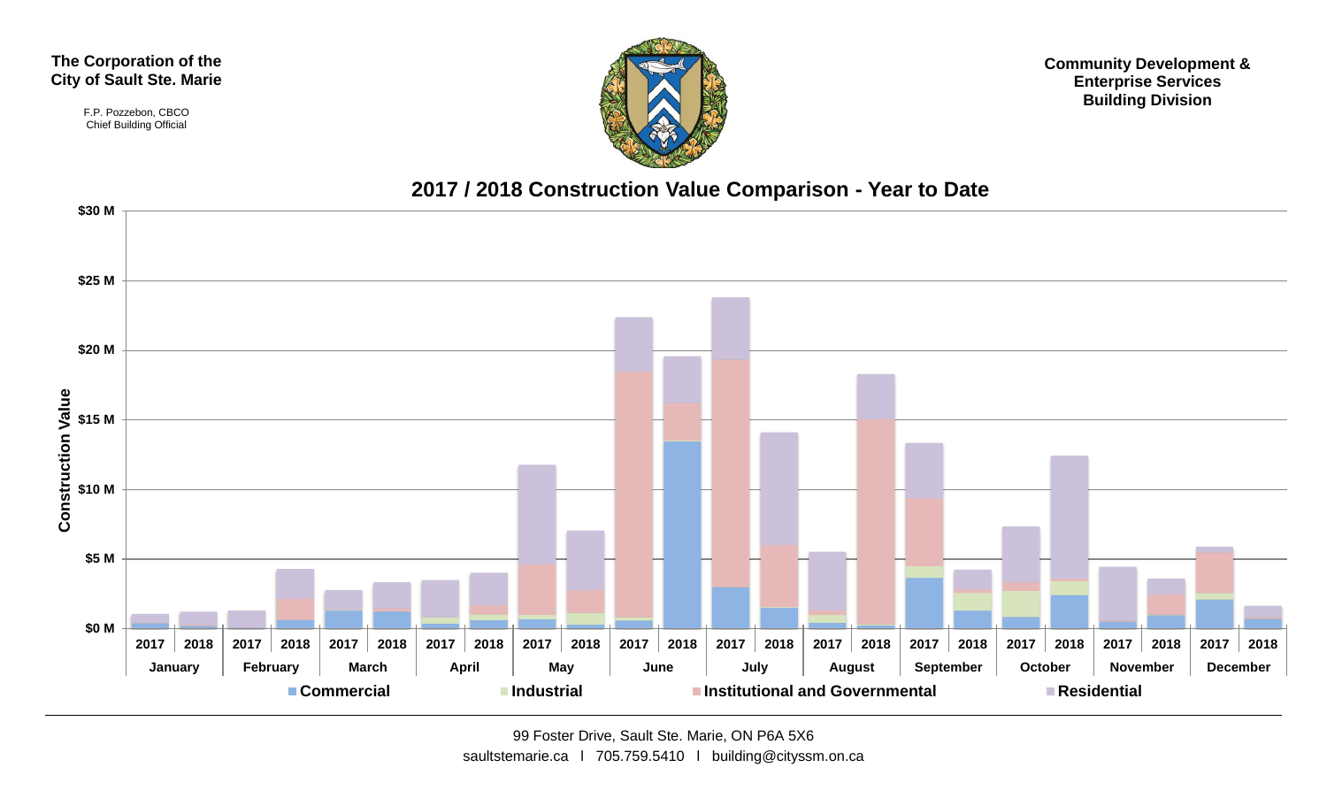**The Corporation of the City of Sault Ste. Marie**

F.P. Pozzebon, CBCO
Chief Building Official

**Community Development & Enterprise Services Building Division**

## 2017 / 2018 Construction Value Comparison - Year to Date

Construction Value: $0 M, $5 M, $10 M, $15 M, $20 M, $25 M, $30 M

| January | | February | | March | | April | | May | | June | | July | | August | | September | | October | | November | | December | |
|---|---|---|---|---|---|---|---|---|---|---|---|---|---|---|---|---|---|---|---|---|---|---|---|
| 2017 | 2018 | 2017 | 2018 | 2017 | 2018 | 2017 | 2018 | 2017 | 2018 | 2017 | 2018 | 2017 | 2018 | 2017 | 2018 | 2017 | 2018 | 2017 | 2018 | 2017 | 2018 | 2017 | 2018 |

Commercial | Industrial | Institutional and Governmental | Residential

99 Foster Drive, Sault Ste. Marie, ON P6A 5X6
saultstemarie.ca | 705.759.5410 | building@cityssm.on.ca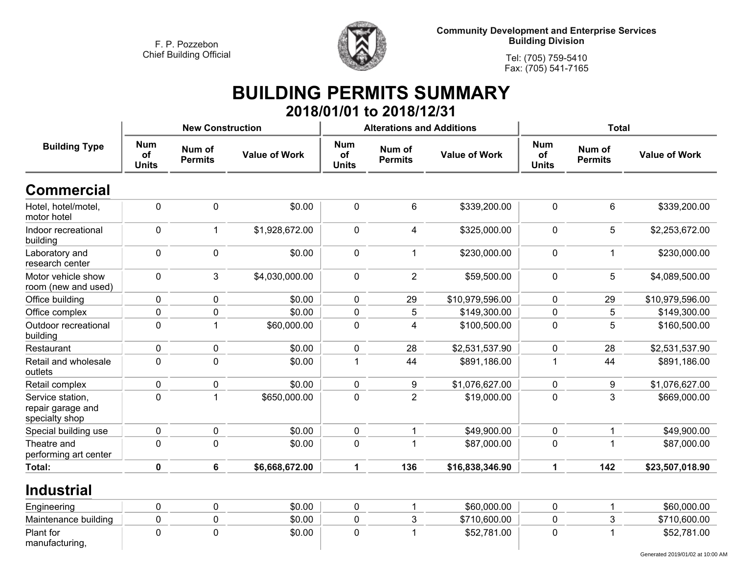F. P. Pozzebon
Chief Building Official

**Community Development and Enterprise Services**
**Building Division**

Tel: (705) 759-5410
Fax: (705) 541-7165

# BUILDING PERMITS SUMMARY

## 2018/01/01 to 2018/12/31

| Building Type | New Construction | | | Alterations and Additions | | | Total | | |
|---|---|---|---|---|---|---|---|---|---|
| | Num of Units | Num of Permits | Value of Work | Num of Units | Num of Permits | Value of Work | Num of Units | Num of Permits | Value of Work |
| **Commercial** | | | | | | | | | |
| Hotel, hotel/motel, motor hotel | 0 | 0 | $0.00 | 0 | 6 | $339,200.00 | 0 | 6 | $339,200.00 |
| Indoor recreational building | 0 | 1 | $1,928,672.00 | 0 | 4 | $325,000.00 | 0 | 5 | $2,253,672.00 |
| Laboratory and research center | 0 | 0 | $0.00 | 0 | 1 | $230,000.00 | 0 | 1 | $230,000.00 |
| Motor vehicle show room (new and used) | 0 | 3 | $4,030,000.00 | 0 | 2 | $59,500.00 | 0 | 5 | $4,089,500.00 |
| Office building | 0 | 0 | $0.00 | 0 | 29 | $10,979,596.00 | 0 | 29 | $10,979,596.00 |
| Office complex | 0 | 0 | $0.00 | 0 | 5 | $149,300.00 | 0 | 5 | $149,300.00 |
| Outdoor recreational building | 0 | 1 | $60,000.00 | 0 | 4 | $100,500.00 | 0 | 5 | $160,500.00 |
| Restaurant | 0 | 0 | $0.00 | 0 | 28 | $2,531,537.90 | 0 | 28 | $2,531,537.90 |
| Retail and wholesale outlets | 0 | 0 | $0.00 | 1 | 44 | $891,186.00 | 1 | 44 | $891,186.00 |
| Retail complex | 0 | 0 | $0.00 | 0 | 9 | $1,076,627.00 | 0 | 9 | $1,076,627.00 |
| Service station, repair garage and specialty shop | 0 | 1 | $650,000.00 | 0 | 2 | $19,000.00 | 0 | 3 | $669,000.00 |
| Special building use | 0 | 0 | $0.00 | 0 | 1 | $49,900.00 | 0 | 1 | $49,900.00 |
| Theatre and performing art center | 0 | 0 | $0.00 | 0 | 1 | $87,000.00 | 0 | 1 | $87,000.00 |
| **Total:** | **0** | **6** | **$6,668,672.00** | **1** | **136** | **$16,838,346.90** | **1** | **142** | **$23,507,018.90** |
| **Industrial** | | | | | | | | | |
| Engineering | 0 | 0 | $0.00 | 0 | 1 | $60,000.00 | 0 | 1 | $60,000.00 |
| Maintenance building | 0 | 0 | $0.00 | 0 | 3 | $710,600.00 | 0 | 3 | $710,600.00 |
| Plant for manufacturing, | 0 | 0 | $0.00 | 0 | 1 | $52,781.00 | 0 | 1 | $52,781.00 |

Generated 2019/01/02 at 10:00 AM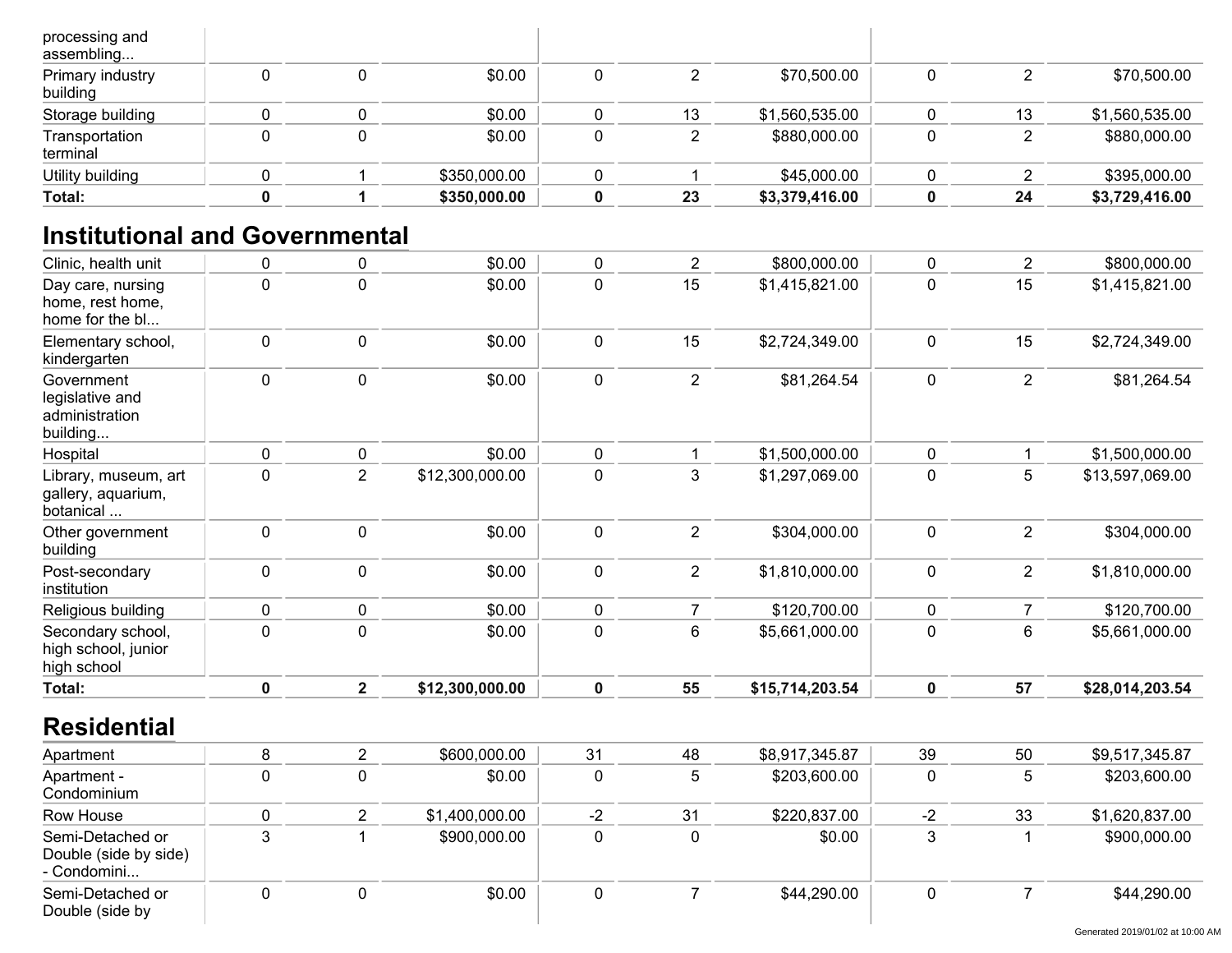| | | | | | | | | | |
|---|---|---|---|---|---|---|---|---|---|
| processing and assembling... | | | | | | | | | |
| Primary industry building | 0 | 0 | $0.00 | 0 | 2 | $70,500.00 | 0 | 2 | $70,500.00 |
| Storage building | 0 | 0 | $0.00 | 0 | 13 | $1,560,535.00 | 0 | 13 | $1,560,535.00 |
| Transportation terminal | 0 | 0 | $0.00 | 0 | 2 | $880,000.00 | 0 | 2 | $880,000.00 |
| Utility building | 0 | 1 | $350,000.00 | 0 | 1 | $45,000.00 | 0 | 2 | $395,000.00 |
| **Total:** | **0** | **1** | **$350,000.00** | **0** | **23** | **$3,379,416.00** | **0** | **24** | **$3,729,416.00** |

## Institutional and Governmental

| | | | | | | | | | |
|---|---|---|---|---|---|---|---|---|---|
| Clinic, health unit | 0 | 0 | $0.00 | 0 | 2 | $800,000.00 | 0 | 2 | $800,000.00 |
| Day care, nursing home, rest home, home for the bl... | 0 | 0 | $0.00 | 0 | 15 | $1,415,821.00 | 0 | 15 | $1,415,821.00 |
| Elementary school, kindergarten | 0 | 0 | $0.00 | 0 | 15 | $2,724,349.00 | 0 | 15 | $2,724,349.00 |
| Government legislative and administration building... | 0 | 0 | $0.00 | 0 | 2 | $81,264.54 | 0 | 2 | $81,264.54 |
| Hospital | 0 | 0 | $0.00 | 0 | 1 | $1,500,000.00 | 0 | 1 | $1,500,000.00 |
| Library, museum, art gallery, aquarium, botanical ... | 0 | 2 | $12,300,000.00 | 0 | 3 | $1,297,069.00 | 0 | 5 | $13,597,069.00 |
| Other government building | 0 | 0 | $0.00 | 0 | 2 | $304,000.00 | 0 | 2 | $304,000.00 |
| Post-secondary institution | 0 | 0 | $0.00 | 0 | 2 | $1,810,000.00 | 0 | 2 | $1,810,000.00 |
| Religious building | 0 | 0 | $0.00 | 0 | 7 | $120,700.00 | 0 | 7 | $120,700.00 |
| Secondary school, high school, junior high school | 0 | 0 | $0.00 | 0 | 6 | $5,661,000.00 | 0 | 6 | $5,661,000.00 |
| **Total:** | **0** | **2** | **$12,300,000.00** | **0** | **55** | **$15,714,203.54** | **0** | **57** | **$28,014,203.54** |

## Residential

| | | | | | | | | | |
|---|---|---|---|---|---|---|---|---|---|
| Apartment | 8 | 2 | $600,000.00 | 31 | 48 | $8,917,345.87 | 39 | 50 | $9,517,345.87 |
| Apartment - Condominium | 0 | 0 | $0.00 | 0 | 5 | $203,600.00 | 0 | 5 | $203,600.00 |
| Row House | 0 | 2 | $1,400,000.00 | -2 | 31 | $220,837.00 | -2 | 33 | $1,620,837.00 |
| Semi-Detached or Double (side by side) - Condomini... | 3 | 1 | $900,000.00 | 0 | 0 | $0.00 | 3 | 1 | $900,000.00 |
| Semi-Detached or Double (side by | 0 | 0 | $0.00 | 0 | 7 | $44,290.00 | 0 | 7 | $44,290.00 |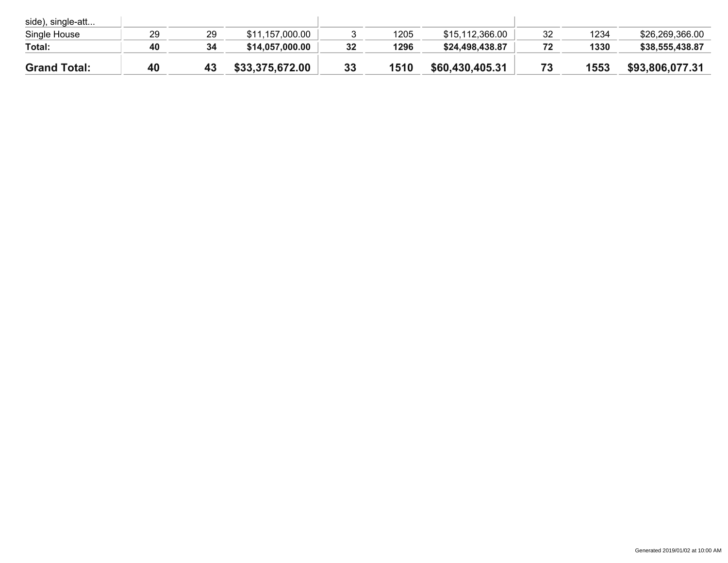| | | | | | | | | | |
|---|---|---|---|---|---|---|---|---|---|
| side), single-att... | | | | | | | | | |
| Single House | 29 | 29 | $11,157,000.00 | 3 | 1205 | $15,112,366.00 | 32 | 1234 | $26,269,366.00 |
| **Total:** | **40** | **34** | **$14,057,000.00** | **32** | **1296** | **$24,498,438.87** | **72** | **1330** | **$38,555,438.87** |
| **Grand Total:** | **40** | **43** | **$33,375,672.00** | **33** | **1510** | **$60,430,405.31** | **73** | **1553** | **$93,806,077.31** |

Generated 2019/01/02 at 10:00 AM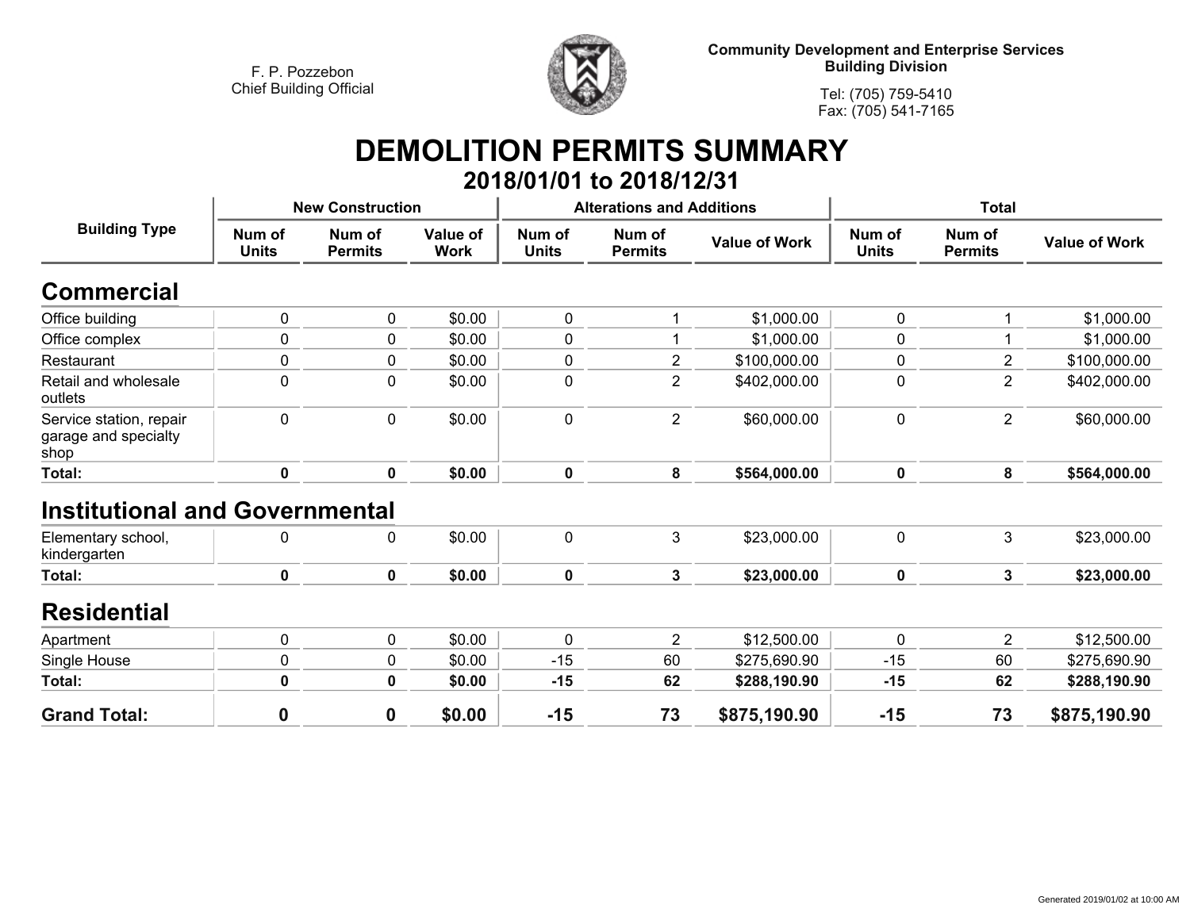F. P. Pozzebon
Chief Building Official

**Community Development and Enterprise Services**
**Building Division**

Tel: (705) 759-5410
Fax: (705) 541-7165

# DEMOLITION PERMITS SUMMARY

## 2018/01/01 to 2018/12/31

| Building Type | New Construction | | | Alterations and Additions | | | Total | | |
|---|---|---|---|---|---|---|---|---|---|
| | Num of Units | Num of Permits | Value of Work | Num of Units | Num of Permits | Value of Work | Num of Units | Num of Permits | Value of Work |
| **Commercial** | | | | | | | | | |
| Office building | 0 | 0 | $0.00 | 0 | 1 | $1,000.00 | 0 | 1 | $1,000.00 |
| Office complex | 0 | 0 | $0.00 | 0 | 1 | $1,000.00 | 0 | 1 | $1,000.00 |
| Restaurant | 0 | 0 | $0.00 | 0 | 2 | $100,000.00 | 0 | 2 | $100,000.00 |
| Retail and wholesale outlets | 0 | 0 | $0.00 | 0 | 2 | $402,000.00 | 0 | 2 | $402,000.00 |
| Service station, repair garage and specialty shop | 0 | 0 | $0.00 | 0 | 2 | $60,000.00 | 0 | 2 | $60,000.00 |
| **Total:** | **0** | **0** | **$0.00** | **0** | **8** | **$564,000.00** | **0** | **8** | **$564,000.00** |
| **Institutional and Governmental** | | | | | | | | | |
| Elementary school, kindergarten | 0 | 0 | $0.00 | 0 | 3 | $23,000.00 | 0 | 3 | $23,000.00 |
| **Total:** | **0** | **0** | **$0.00** | **0** | **3** | **$23,000.00** | **0** | **3** | **$23,000.00** |
| **Residential** | | | | | | | | | |
| Apartment | 0 | 0 | $0.00 | 0 | 2 | $12,500.00 | 0 | 2 | $12,500.00 |
| Single House | 0 | 0 | $0.00 | -15 | 60 | $275,690.90 | -15 | 60 | $275,690.90 |
| **Total:** | **0** | **0** | **$0.00** | **-15** | **62** | **$288,190.90** | **-15** | **62** | **$288,190.90** |
| **Grand Total:** | **0** | **0** | **$0.00** | **-15** | **73** | **$875,190.90** | **-15** | **73** | **$875,190.90** |

Generated 2019/01/02 at 10:00 AM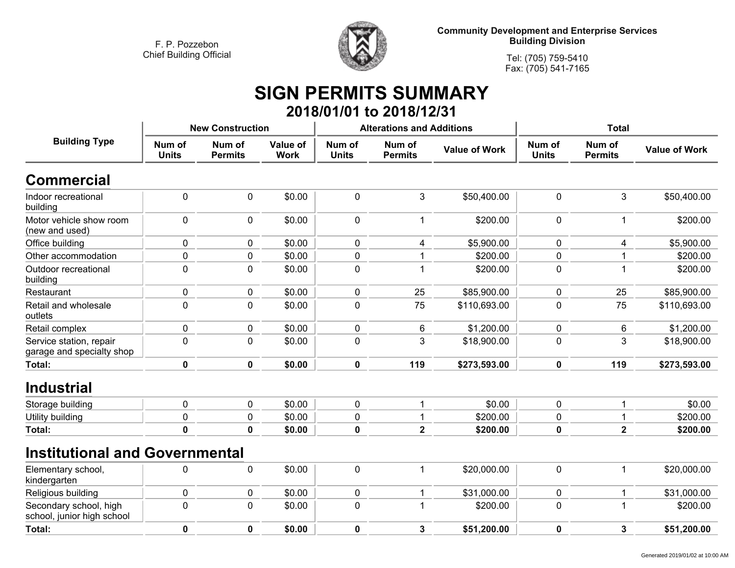F. P. Pozzebon
Chief Building Official

**Community Development and Enterprise Services**
**Building Division**

Tel: (705) 759-5410
Fax: (705) 541-7165

# SIGN PERMITS SUMMARY

## 2018/01/01 to 2018/12/31

| Building Type | New Construction | | | Alterations and Additions | | | Total | | |
|---|---|---|---|---|---|---|---|---|---|
| | Num of Units | Num of Permits | Value of Work | Num of Units | Num of Permits | Value of Work | Num of Units | Num of Permits | Value of Work |
| **Commercial** | | | | | | | | | |
| Indoor recreational building | 0 | 0 | $0.00 | 0 | 3 | $50,400.00 | 0 | 3 | $50,400.00 |
| Motor vehicle show room (new and used) | 0 | 0 | $0.00 | 0 | 1 | $200.00 | 0 | 1 | $200.00 |
| Office building | 0 | 0 | $0.00 | 0 | 4 | $5,900.00 | 0 | 4 | $5,900.00 |
| Other accommodation | 0 | 0 | $0.00 | 0 | 1 | $200.00 | 0 | 1 | $200.00 |
| Outdoor recreational building | 0 | 0 | $0.00 | 0 | 1 | $200.00 | 0 | 1 | $200.00 |
| Restaurant | 0 | 0 | $0.00 | 0 | 25 | $85,900.00 | 0 | 25 | $85,900.00 |
| Retail and wholesale outlets | 0 | 0 | $0.00 | 0 | 75 | $110,693.00 | 0 | 75 | $110,693.00 |
| Retail complex | 0 | 0 | $0.00 | 0 | 6 | $1,200.00 | 0 | 6 | $1,200.00 |
| Service station, repair garage and specialty shop | 0 | 0 | $0.00 | 0 | 3 | $18,900.00 | 0 | 3 | $18,900.00 |
| **Total:** | **0** | **0** | **$0.00** | **0** | **119** | **$273,593.00** | **0** | **119** | **$273,593.00** |
| **Industrial** | | | | | | | | | |
| Storage building | 0 | 0 | $0.00 | 0 | 1 | $0.00 | 0 | 1 | $0.00 |
| Utility building | 0 | 0 | $0.00 | 0 | 1 | $200.00 | 0 | 1 | $200.00 |
| **Total:** | **0** | **0** | **$0.00** | **0** | **2** | **$200.00** | **0** | **2** | **$200.00** |
| **Institutional and Governmental** | | | | | | | | | |
| Elementary school, kindergarten | 0 | 0 | $0.00 | 0 | 1 | $20,000.00 | 0 | 1 | $20,000.00 |
| Religious building | 0 | 0 | $0.00 | 0 | 1 | $31,000.00 | 0 | 1 | $31,000.00 |
| Secondary school, high school, junior high school | 0 | 0 | $0.00 | 0 | 1 | $200.00 | 0 | 1 | $200.00 |
| **Total:** | **0** | **0** | **$0.00** | **0** | **3** | **$51,200.00** | **0** | **3** | **$51,200.00** |

Generated 2019/01/02 at 10:00 AM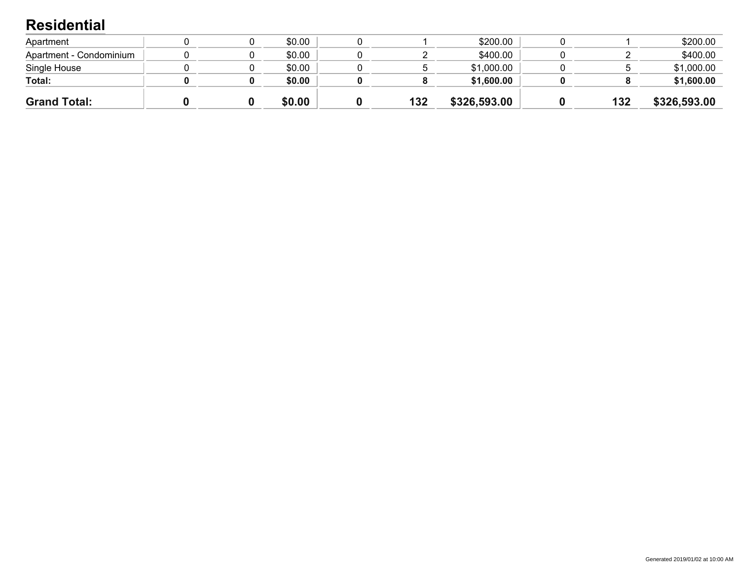## Residential

| | | | | | | | | | |
|---|---|---|---|---|---|---|---|---|---|
| Apartment | 0 | 0 | $0.00 | 0 | 1 | $200.00 | 0 | 1 | $200.00 |
| Apartment - Condominium | 0 | 0 | $0.00 | 0 | 2 | $400.00 | 0 | 2 | $400.00 |
| Single House | 0 | 0 | $0.00 | 0 | 5 | $1,000.00 | 0 | 5 | $1,000.00 |
| **Total:** | **0** | **0** | **$0.00** | **0** | **8** | **$1,600.00** | **0** | **8** | **$1,600.00** |
| **Grand Total:** | **0** | **0** | **$0.00** | **0** | **132** | **$326,593.00** | **0** | **132** | **$326,593.00** |

Generated 2019/01/02 at 10:00 AM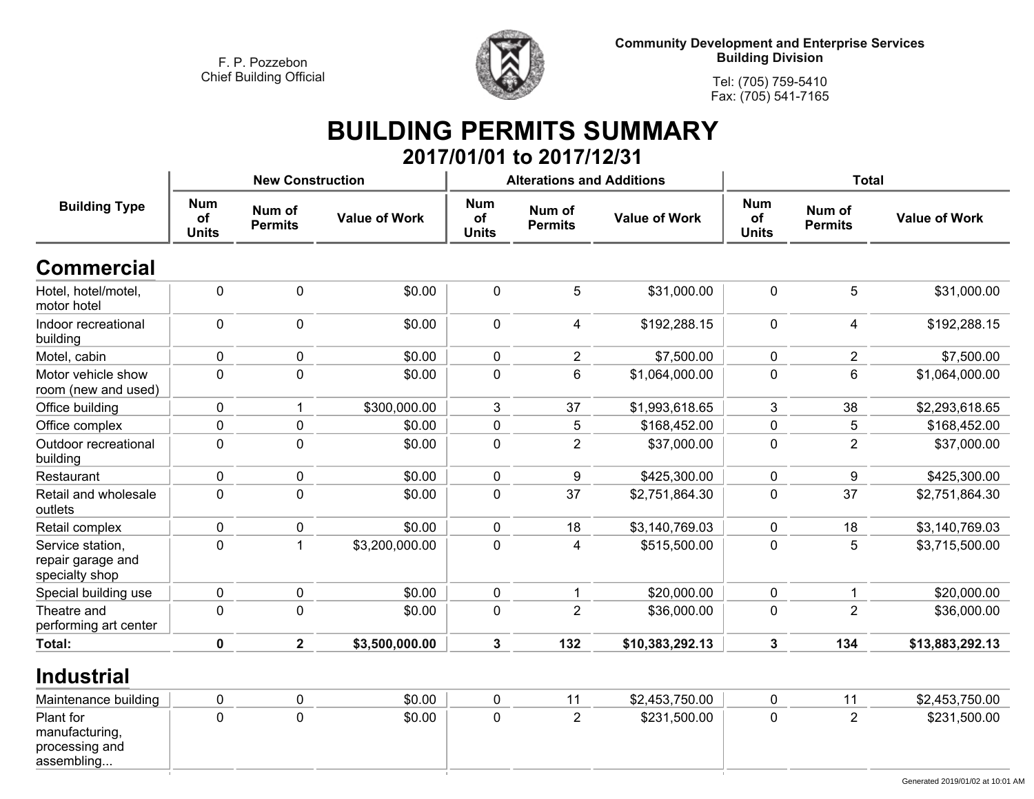F. P. Pozzebon
Chief Building Official

**Community Development and Enterprise Services**
**Building Division**

Tel: (705) 759-5410
Fax: (705) 541-7165

# BUILDING PERMITS SUMMARY

## 2017/01/01 to 2017/12/31

| Building Type | New Construction | | | Alterations and Additions | | | Total | | |
|---|---|---|---|---|---|---|---|---|---|
| | Num of Units | Num of Permits | Value of Work | Num of Units | Num of Permits | Value of Work | Num of Units | Num of Permits | Value of Work |
| **Commercial** | | | | | | | | | |
| Hotel, hotel/motel, motor hotel | 0 | 0 | $0.00 | 0 | 5 | $31,000.00 | 0 | 5 | $31,000.00 |
| Indoor recreational building | 0 | 0 | $0.00 | 0 | 4 | $192,288.15 | 0 | 4 | $192,288.15 |
| Motel, cabin | 0 | 0 | $0.00 | 0 | 2 | $7,500.00 | 0 | 2 | $7,500.00 |
| Motor vehicle show room (new and used) | 0 | 0 | $0.00 | 0 | 6 | $1,064,000.00 | 0 | 6 | $1,064,000.00 |
| Office building | 0 | 1 | $300,000.00 | 3 | 37 | $1,993,618.65 | 3 | 38 | $2,293,618.65 |
| Office complex | 0 | 0 | $0.00 | 0 | 5 | $168,452.00 | 0 | 5 | $168,452.00 |
| Outdoor recreational building | 0 | 0 | $0.00 | 0 | 2 | $37,000.00 | 0 | 2 | $37,000.00 |
| Restaurant | 0 | 0 | $0.00 | 0 | 9 | $425,300.00 | 0 | 9 | $425,300.00 |
| Retail and wholesale outlets | 0 | 0 | $0.00 | 0 | 37 | $2,751,864.30 | 0 | 37 | $2,751,864.30 |
| Retail complex | 0 | 0 | $0.00 | 0 | 18 | $3,140,769.03 | 0 | 18 | $3,140,769.03 |
| Service station, repair garage and specialty shop | 0 | 1 | $3,200,000.00 | 0 | 4 | $515,500.00 | 0 | 5 | $3,715,500.00 |
| Special building use | 0 | 0 | $0.00 | 0 | 1 | $20,000.00 | 0 | 1 | $20,000.00 |
| Theatre and performing art center | 0 | 0 | $0.00 | 0 | 2 | $36,000.00 | 0 | 2 | $36,000.00 |
| **Total:** | **0** | **2** | **$3,500,000.00** | **3** | **132** | **$10,383,292.13** | **3** | **134** | **$13,883,292.13** |
| **Industrial** | | | | | | | | | |
| Maintenance building | 0 | 0 | $0.00 | 0 | 11 | $2,453,750.00 | 0 | 11 | $2,453,750.00 |
| Plant for manufacturing, processing and assembling... | 0 | 0 | $0.00 | 0 | 2 | $231,500.00 | 0 | 2 | $231,500.00 |

Generated 2019/01/02 at 10:01 AM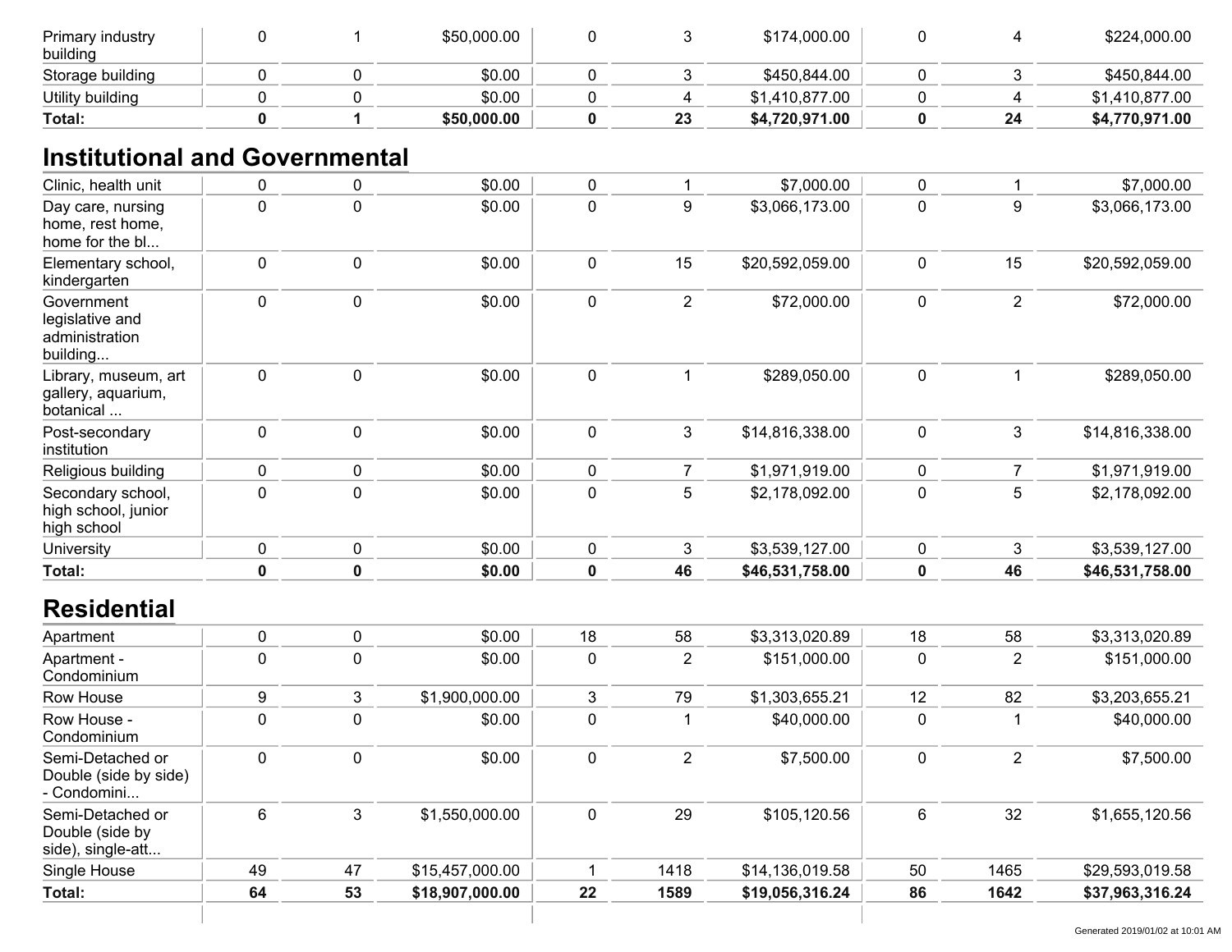| | | | | | | | | | |
|---|---|---|---|---|---|---|---|---|---|
| Primary industry building | 0 | 1 | $50,000.00 | 0 | 3 | $174,000.00 | 0 | 4 | $224,000.00 |
| Storage building | 0 | 0 | $0.00 | 0 | 3 | $450,844.00 | 0 | 3 | $450,844.00 |
| Utility building | 0 | 0 | $0.00 | 0 | 4 | $1,410,877.00 | 0 | 4 | $1,410,877.00 |
| **Total:** | **0** | **1** | **$50,000.00** | **0** | **23** | **$4,720,971.00** | **0** | **24** | **$4,770,971.00** |

## Institutional and Governmental

| | | | | | | | | | |
|---|---|---|---|---|---|---|---|---|---|
| Clinic, health unit | 0 | 0 | $0.00 | 0 | 1 | $7,000.00 | 0 | 1 | $7,000.00 |
| Day care, nursing home, rest home, home for the bl... | 0 | 0 | $0.00 | 0 | 9 | $3,066,173.00 | 0 | 9 | $3,066,173.00 |
| Elementary school, kindergarten | 0 | 0 | $0.00 | 0 | 15 | $20,592,059.00 | 0 | 15 | $20,592,059.00 |
| Government legislative and administration building... | 0 | 0 | $0.00 | 0 | 2 | $72,000.00 | 0 | 2 | $72,000.00 |
| Library, museum, art gallery, aquarium, botanical ... | 0 | 0 | $0.00 | 0 | 1 | $289,050.00 | 0 | 1 | $289,050.00 |
| Post-secondary institution | 0 | 0 | $0.00 | 0 | 3 | $14,816,338.00 | 0 | 3 | $14,816,338.00 |
| Religious building | 0 | 0 | $0.00 | 0 | 7 | $1,971,919.00 | 0 | 7 | $1,971,919.00 |
| Secondary school, high school, junior high school | 0 | 0 | $0.00 | 0 | 5 | $2,178,092.00 | 0 | 5 | $2,178,092.00 |
| University | 0 | 0 | $0.00 | 0 | 3 | $3,539,127.00 | 0 | 3 | $3,539,127.00 |
| **Total:** | **0** | **0** | **$0.00** | **0** | **46** | **$46,531,758.00** | **0** | **46** | **$46,531,758.00** |

## Residential

| | | | | | | | | | |
|---|---|---|---|---|---|---|---|---|---|
| Apartment | 0 | 0 | $0.00 | 18 | 58 | $3,313,020.89 | 18 | 58 | $3,313,020.89 |
| Apartment - Condominium | 0 | 0 | $0.00 | 0 | 2 | $151,000.00 | 0 | 2 | $151,000.00 |
| Row House | 9 | 3 | $1,900,000.00 | 3 | 79 | $1,303,655.21 | 12 | 82 | $3,203,655.21 |
| Row House - Condominium | 0 | 0 | $0.00 | 0 | 1 | $40,000.00 | 0 | 1 | $40,000.00 |
| Semi-Detached or Double (side by side) - Condomini... | 0 | 0 | $0.00 | 0 | 2 | $7,500.00 | 0 | 2 | $7,500.00 |
| Semi-Detached or Double (side by side), single-att... | 6 | 3 | $1,550,000.00 | 0 | 29 | $105,120.56 | 6 | 32 | $1,655,120.56 |
| Single House | 49 | 47 | $15,457,000.00 | 1 | 1418 | $14,136,019.58 | 50 | 1465 | $29,593,019.58 |
| **Total:** | **64** | **53** | **$18,907,000.00** | **22** | **1589** | **$19,056,316.24** | **86** | **1642** | **$37,963,316.24** |

Generated 2019/01/02 at 10:01 AM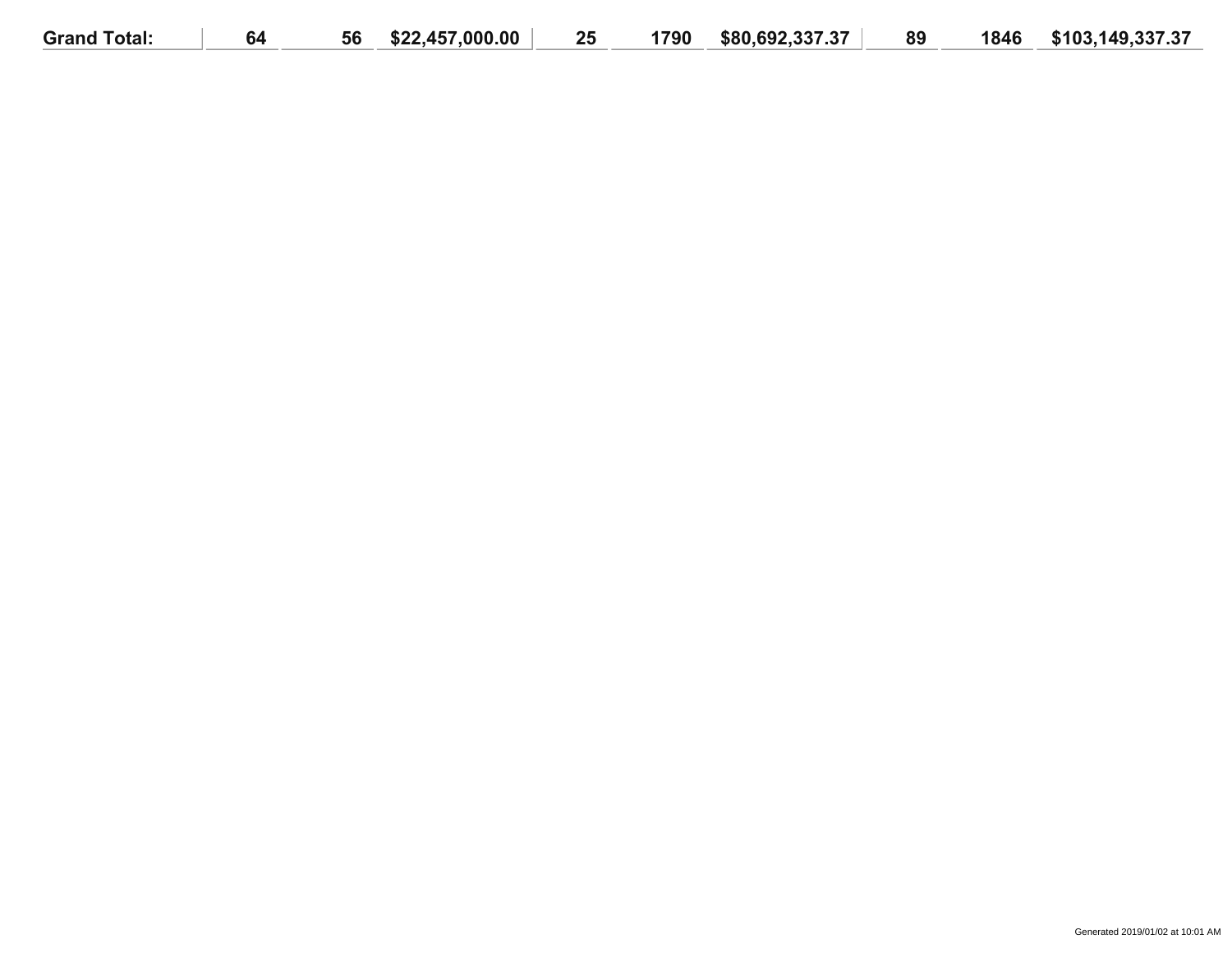| Grand Total: | 64 | 56 | $22,457,000.00 | 25 | 1790 | $80,692,337.37 | 89 | 1846 | $103,149,337.37 |
|---|---|---|---|---|---|---|---|---|---|

Generated 2019/01/02 at 10:01 AM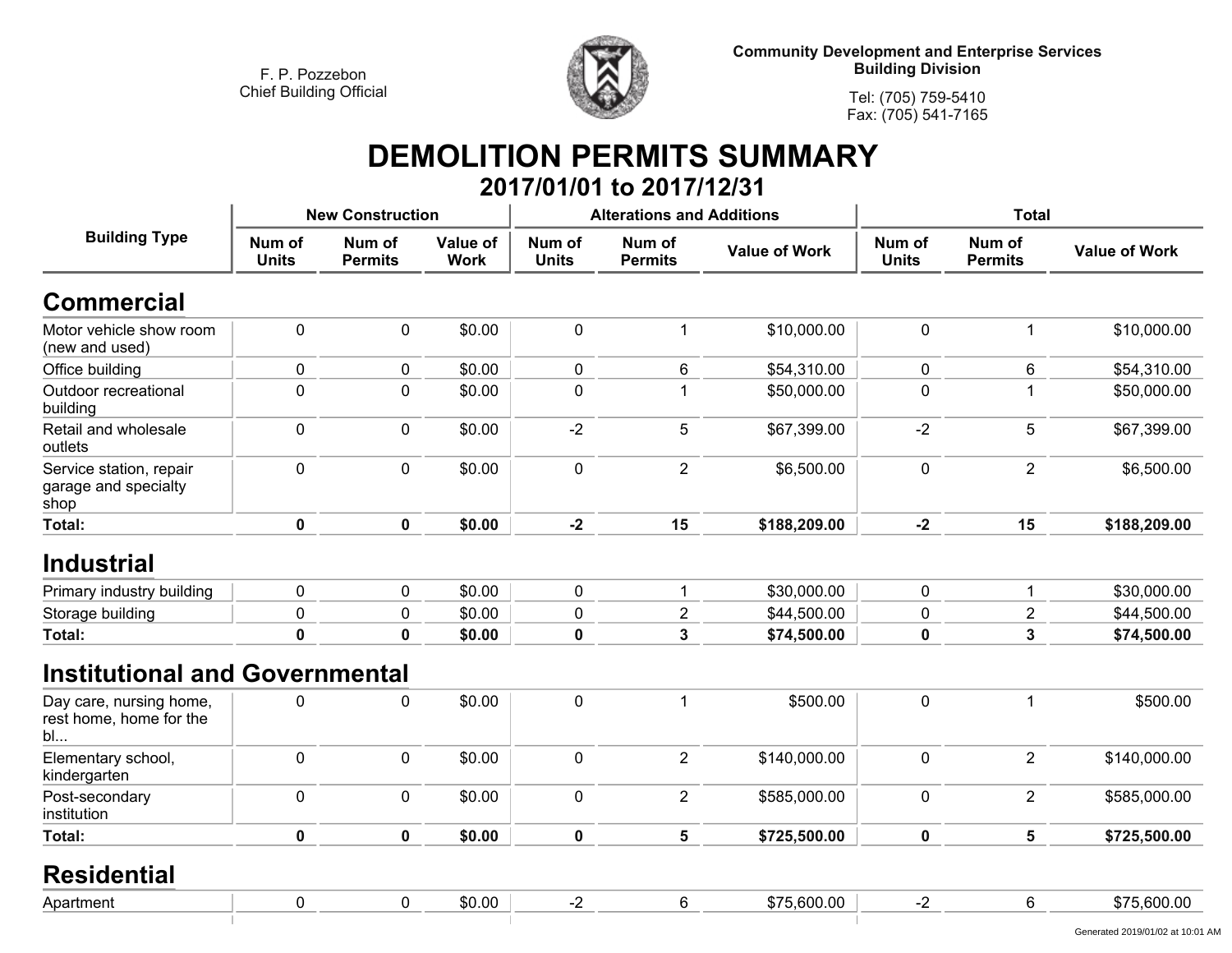F. P. Pozzebon
Chief Building Official

**Community Development and Enterprise Services**
**Building Division**

Tel: (705) 759-5410
Fax: (705) 541-7165

# DEMOLITION PERMITS SUMMARY

## 2017/01/01 to 2017/12/31

| Building Type | New Construction | | | Alterations and Additions | | | Total | | |
|---|---|---|---|---|---|---|---|---|---|
| | Num of Units | Num of Permits | Value of Work | Num of Units | Num of Permits | Value of Work | Num of Units | Num of Permits | Value of Work |
| **Commercial** | | | | | | | | | |
| Motor vehicle show room (new and used) | 0 | 0 | $0.00 | 0 | 1 | $10,000.00 | 0 | 1 | $10,000.00 |
| Office building | 0 | 0 | $0.00 | 0 | 6 | $54,310.00 | 0 | 6 | $54,310.00 |
| Outdoor recreational building | 0 | 0 | $0.00 | 0 | 1 | $50,000.00 | 0 | 1 | $50,000.00 |
| Retail and wholesale outlets | 0 | 0 | $0.00 | -2 | 5 | $67,399.00 | -2 | 5 | $67,399.00 |
| Service station, repair garage and specialty shop | 0 | 0 | $0.00 | 0 | 2 | $6,500.00 | 0 | 2 | $6,500.00 |
| **Total:** | **0** | **0** | **$0.00** | **-2** | **15** | **$188,209.00** | **-2** | **15** | **$188,209.00** |
| **Industrial** | | | | | | | | | |
| Primary industry building | 0 | 0 | $0.00 | 0 | 1 | $30,000.00 | 0 | 1 | $30,000.00 |
| Storage building | 0 | 0 | $0.00 | 0 | 2 | $44,500.00 | 0 | 2 | $44,500.00 |
| **Total:** | **0** | **0** | **$0.00** | **0** | **3** | **$74,500.00** | **0** | **3** | **$74,500.00** |
| **Institutional and Governmental** | | | | | | | | | |
| Day care, nursing home, rest home, home for the bl... | 0 | 0 | $0.00 | 0 | 1 | $500.00 | 0 | 1 | $500.00 |
| Elementary school, kindergarten | 0 | 0 | $0.00 | 0 | 2 | $140,000.00 | 0 | 2 | $140,000.00 |
| Post-secondary institution | 0 | 0 | $0.00 | 0 | 2 | $585,000.00 | 0 | 2 | $585,000.00 |
| **Total:** | **0** | **0** | **$0.00** | **0** | **5** | **$725,500.00** | **0** | **5** | **$725,500.00** |
| **Residential** | | | | | | | | | |
| Apartment | 0 | 0 | $0.00 | -2 | 6 | $75,600.00 | -2 | 6 | $75,600.00 |

Generated 2019/01/02 at 10:01 AM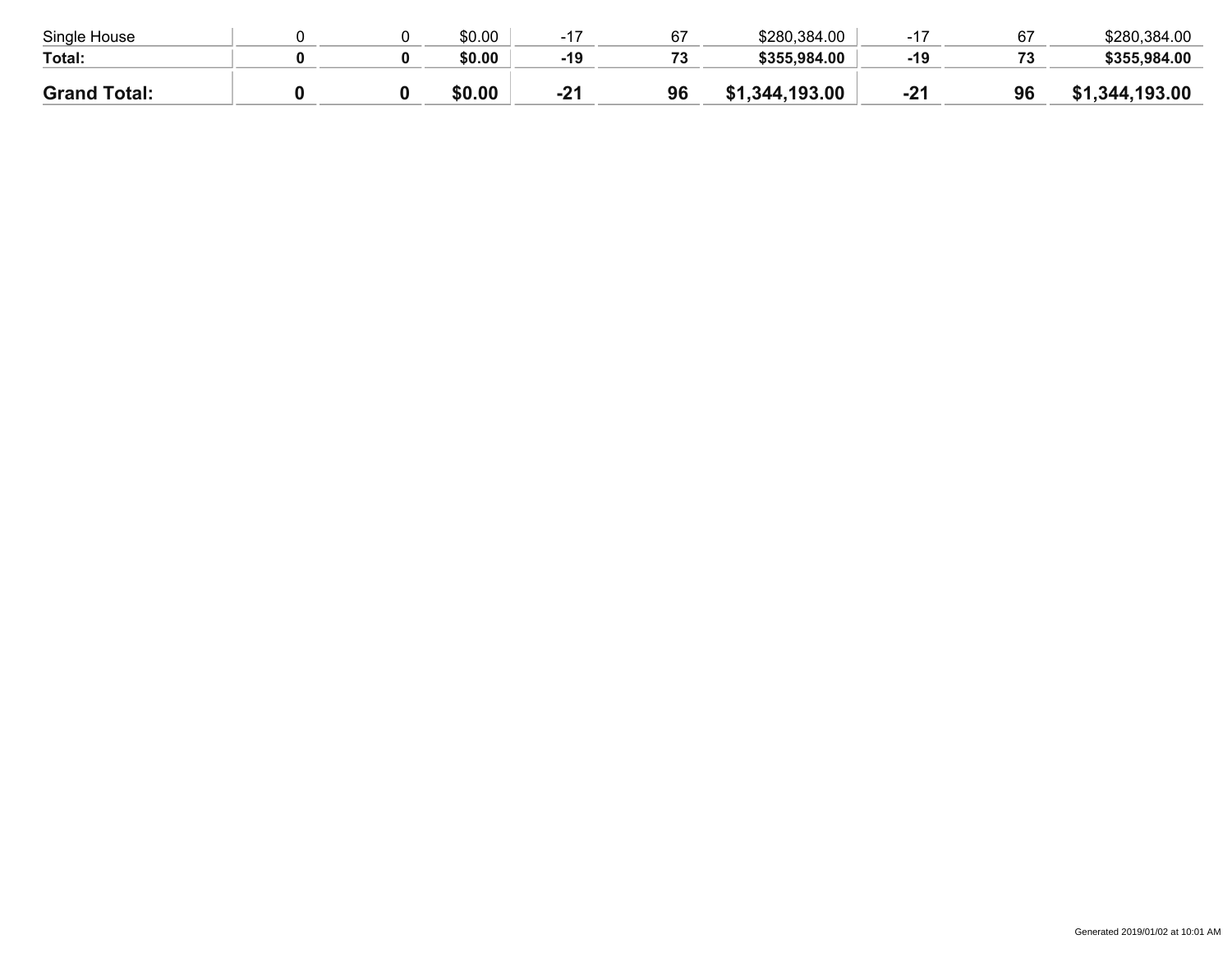| | | | | | | | | | |
|---|---|---|---|---|---|---|---|---|---|
| Single House | 0 | 0 | $0.00 | -17 | 67 | $280,384.00 | -17 | 67 | $280,384.00 |
| **Total:** | **0** | **0** | **$0.00** | **-19** | **73** | **$355,984.00** | **-19** | **73** | **$355,984.00** |
| **Grand Total:** | **0** | **0** | **$0.00** | **-21** | **96** | **$1,344,193.00** | **-21** | **96** | **$1,344,193.00** |

Generated 2019/01/02 at 10:01 AM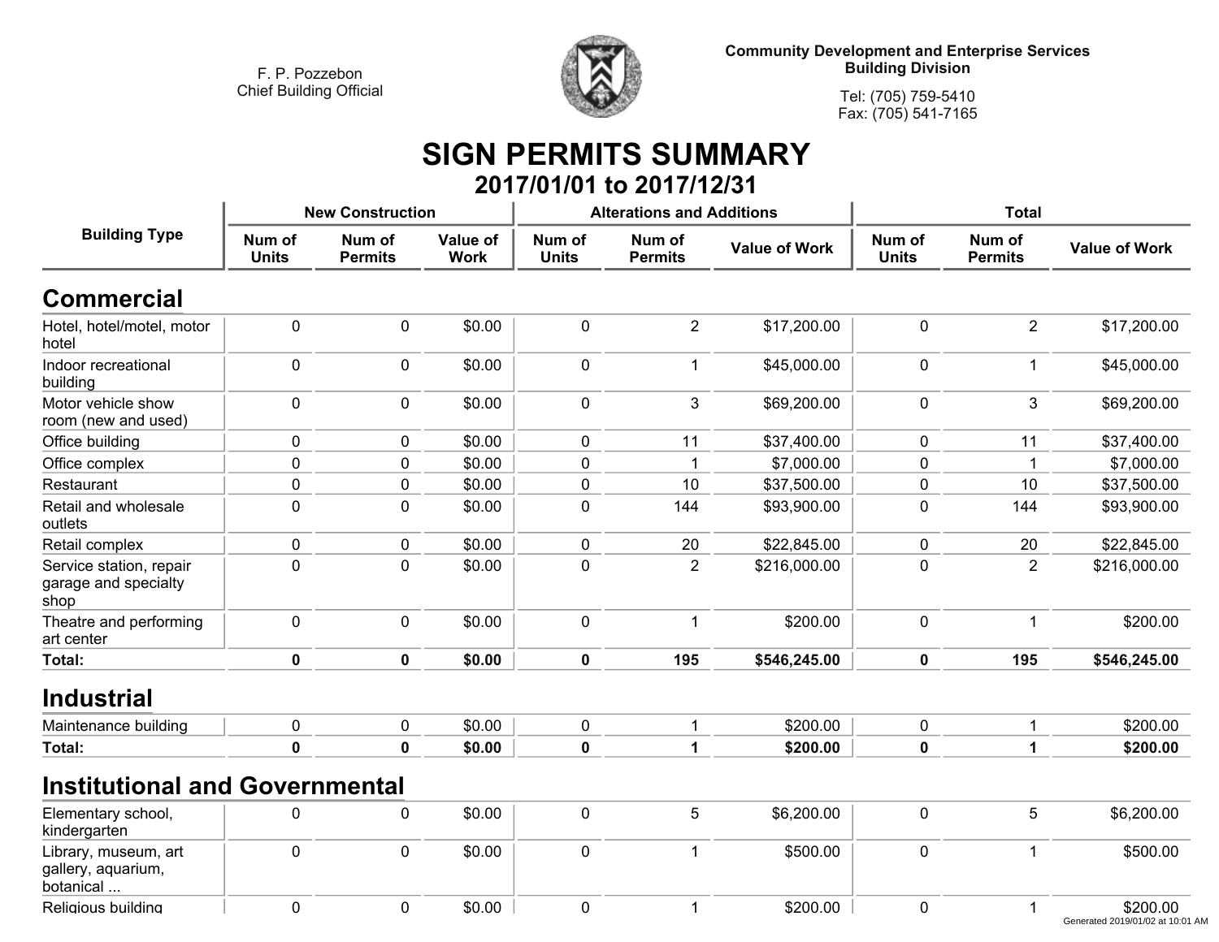F. P. Pozzebon
Chief Building Official

**Community Development and Enterprise Services**
**Building Division**

Tel: (705) 759-5410
Fax: (705) 541-7165

# SIGN PERMITS SUMMARY

## 2017/01/01 to 2017/12/31

| Building Type | New Construction | | | Alterations and Additions | | | Total | | |
|---|---|---|---|---|---|---|---|---|---|
| | Num of Units | Num of Permits | Value of Work | Num of Units | Num of Permits | Value of Work | Num of Units | Num of Permits | Value of Work |
| **Commercial** | | | | | | | | | |
| Hotel, hotel/motel, motor hotel | 0 | 0 | $0.00 | 0 | 2 | $17,200.00 | 0 | 2 | $17,200.00 |
| Indoor recreational building | 0 | 0 | $0.00 | 0 | 1 | $45,000.00 | 0 | 1 | $45,000.00 |
| Motor vehicle show room (new and used) | 0 | 0 | $0.00 | 0 | 3 | $69,200.00 | 0 | 3 | $69,200.00 |
| Office building | 0 | 0 | $0.00 | 0 | 11 | $37,400.00 | 0 | 11 | $37,400.00 |
| Office complex | 0 | 0 | $0.00 | 0 | 1 | $7,000.00 | 0 | 1 | $7,000.00 |
| Restaurant | 0 | 0 | $0.00 | 0 | 10 | $37,500.00 | 0 | 10 | $37,500.00 |
| Retail and wholesale outlets | 0 | 0 | $0.00 | 0 | 144 | $93,900.00 | 0 | 144 | $93,900.00 |
| Retail complex | 0 | 0 | $0.00 | 0 | 20 | $22,845.00 | 0 | 20 | $22,845.00 |
| Service station, repair garage and specialty shop | 0 | 0 | $0.00 | 0 | 2 | $216,000.00 | 0 | 2 | $216,000.00 |
| Theatre and performing art center | 0 | 0 | $0.00 | 0 | 1 | $200.00 | 0 | 1 | $200.00 |
| **Total:** | **0** | **0** | **$0.00** | **0** | **195** | **$546,245.00** | **0** | **195** | **$546,245.00** |
| **Industrial** | | | | | | | | | |
| Maintenance building | 0 | 0 | $0.00 | 0 | 1 | $200.00 | 0 | 1 | $200.00 |
| **Total:** | **0** | **0** | **$0.00** | **0** | **1** | **$200.00** | **0** | **1** | **$200.00** |
| **Institutional and Governmental** | | | | | | | | | |
| Elementary school, kindergarten | 0 | 0 | $0.00 | 0 | 5 | $6,200.00 | 0 | 5 | $6,200.00 |
| Library, museum, art gallery, aquarium, botanical ... | 0 | 0 | $0.00 | 0 | 1 | $500.00 | 0 | 1 | $500.00 |
| Religious building | 0 | 0 | $0.00 | 0 | 1 | $200.00 | 0 | 1 | $200.00 |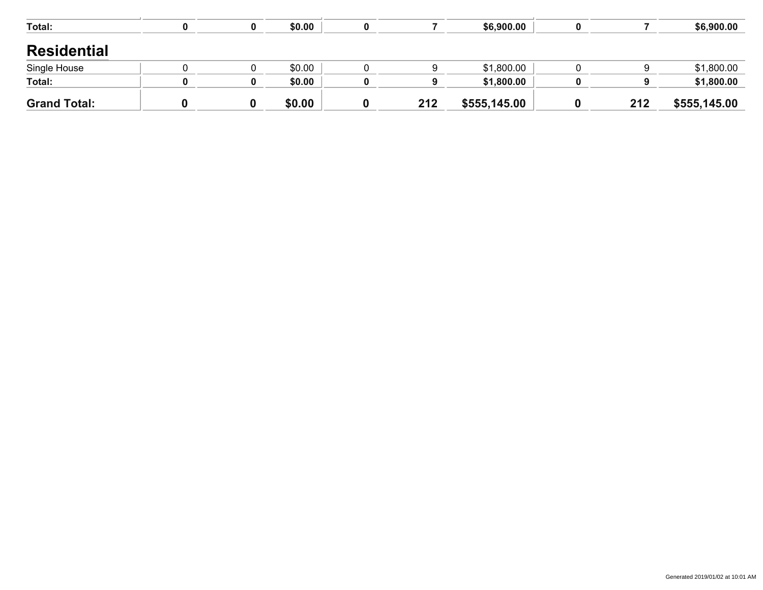| | | | | | | | | | |
|---|---|---|---|---|---|---|---|---|---|
| **Total:** | **0** | **0** | **$0.00** | **0** | **7** | **$6,900.00** | **0** | **7** | **$6,900.00** |

## Residential

| | | | | | | | | | |
|---|---|---|---|---|---|---|---|---|---|
| Single House | 0 | 0 | $0.00 | 0 | 9 | $1,800.00 | 0 | 9 | $1,800.00 |
| **Total:** | **0** | **0** | **$0.00** | **0** | **9** | **$1,800.00** | **0** | **9** | **$1,800.00** |
| **Grand Total:** | **0** | **0** | **$0.00** | **0** | **212** | **$555,145.00** | **0** | **212** | **$555,145.00** |

Generated 2019/01/02 at 10:01 AM